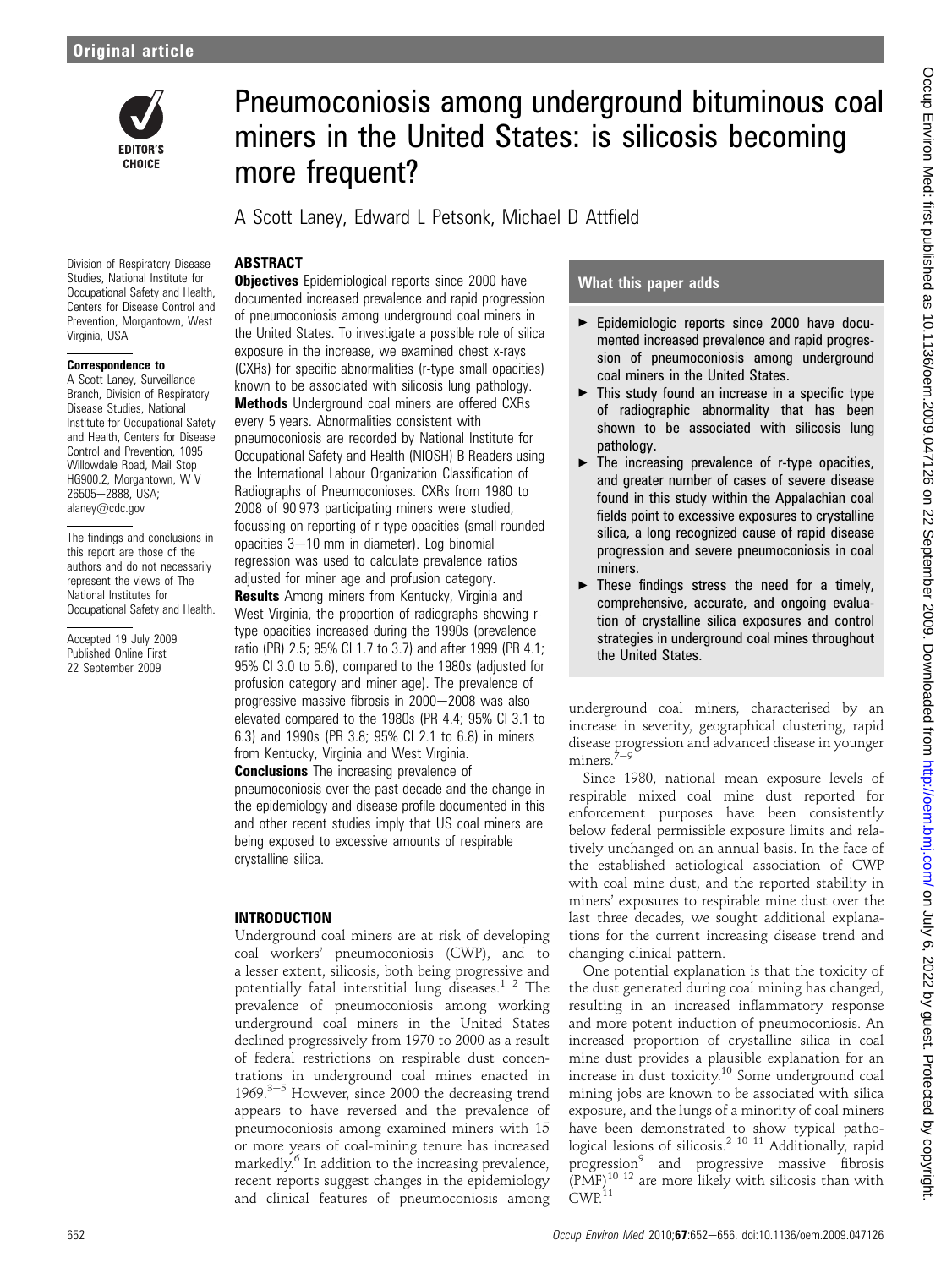# Pneumoconiosis among underground bituminous coal miners in the United States: is silicosis becoming more frequent?

A Scott Laney, Edward L Petsonk, Michael D Attfield

Division of Respiratory Disease Studies, National Institute for Occupational Safety and Health, Centers for Disease Control and Prevention, Morgantown, West Virginia, USA

**Correspondence to**
A Scott Laney, Surveillance Branch, Division of Respiratory Disease Studies, National Institute for Occupational Safety and Health, Centers for Disease Control and Prevention, 1095 Willowdale Road, Mail Stop HG900.2, Morgantown, W V 26505—2888, USA; alaney@cdc.gov

The findings and conclusions in this report are those of the authors and do not necessarily represent the views of The National Institutes for Occupational Safety and Health.

Accepted 19 July 2009
Published Online First 22 September 2009

## ABSTRACT

**Objectives** Epidemiological reports since 2000 have documented increased prevalence and rapid progression of pneumoconiosis among underground coal miners in the United States. To investigate a possible role of silica exposure in the increase, we examined chest x-rays (CXRs) for specific abnormalities (r-type small opacities) known to be associated with silicosis lung pathology.

**Methods** Underground coal miners are offered CXRs every 5 years. Abnormalities consistent with pneumoconiosis are recorded by National Institute for Occupational Safety and Health (NIOSH) B Readers using the International Labour Organization Classification of Radiographs of Pneumoconioses. CXRs from 1980 to 2008 of 90 973 participating miners were studied, focussing on reporting of r-type opacities (small rounded opacities 3—10 mm in diameter). Log binomial regression was used to calculate prevalence ratios adjusted for miner age and profusion category.

**Results** Among miners from Kentucky, Virginia and West Virginia, the proportion of radiographs showing r-type opacities increased during the 1990s (prevalence ratio (PR) 2.5; 95% CI 1.7 to 3.7) and after 1999 (PR 4.1; 95% CI 3.0 to 5.6), compared to the 1980s (adjusted for profusion category and miner age). The prevalence of progressive massive fibrosis in 2000—2008 was also elevated compared to the 1980s (PR 4.4; 95% CI 3.1 to 6.3) and 1990s (PR 3.8; 95% CI 2.1 to 6.8) in miners from Kentucky, Virginia and West Virginia.

**Conclusions** The increasing prevalence of pneumoconiosis over the past decade and the change in the epidemiology and disease profile documented in this and other recent studies imply that US coal miners are being exposed to excessive amounts of respirable crystalline silica.

## What this paper adds

- Epidemiologic reports since 2000 have documented increased prevalence and rapid progression of pneumoconiosis among underground coal miners in the United States.
- This study found an increase in a specific type of radiographic abnormality that has been shown to be associated with silicosis lung pathology.
- The increasing prevalence of r-type opacities, and greater number of cases of severe disease found in this study within the Appalachian coal fields point to excessive exposures to crystalline silica, a long recognized cause of rapid disease progression and severe pneumoconiosis in coal miners.
- These findings stress the need for a timely, comprehensive, accurate, and ongoing evaluation of crystalline silica exposures and control strategies in underground coal mines throughout the United States.

## INTRODUCTION

Underground coal miners are at risk of developing coal workers' pneumoconiosis (CWP), and to a lesser extent, silicosis, both being progressive and potentially fatal interstitial lung diseases.[1 2] The prevalence of pneumoconiosis among working underground coal miners in the United States declined progressively from 1970 to 2000 as a result of federal restrictions on respirable dust concentrations in underground coal mines enacted in 1969.[3—5] However, since 2000 the decreasing trend appears to have reversed and the prevalence of pneumoconiosis among examined miners with 15 or more years of coal-mining tenure has increased markedly.[6] In addition to the increasing prevalence, recent reports suggest changes in the epidemiology and clinical features of pneumoconiosis among underground coal miners, characterised by an increase in severity, geographical clustering, rapid disease progression and advanced disease in younger miners.[7—9]

Since 1980, national mean exposure levels of respirable mixed coal mine dust reported for enforcement purposes have been consistently below federal permissible exposure limits and relatively unchanged on an annual basis. In the face of the established aetiological association of CWP with coal mine dust, and the reported stability in miners' exposures to respirable mine dust over the last three decades, we sought additional explanations for the current increasing disease trend and changing clinical pattern.

One potential explanation is that the toxicity of the dust generated during coal mining has changed, resulting in an increased inflammatory response and more potent induction of pneumoconiosis. An increased proportion of crystalline silica in coal mine dust provides a plausible explanation for an increase in dust toxicity.[10] Some underground coal mining jobs are known to be associated with silica exposure, and the lungs of a minority of coal miners have been demonstrated to show typical pathological lesions of silicosis.[2 10 11] Additionally, rapid progression[9] and progressive massive fibrosis (PMF)[10 12] are more likely with silicosis than with CWP.[11]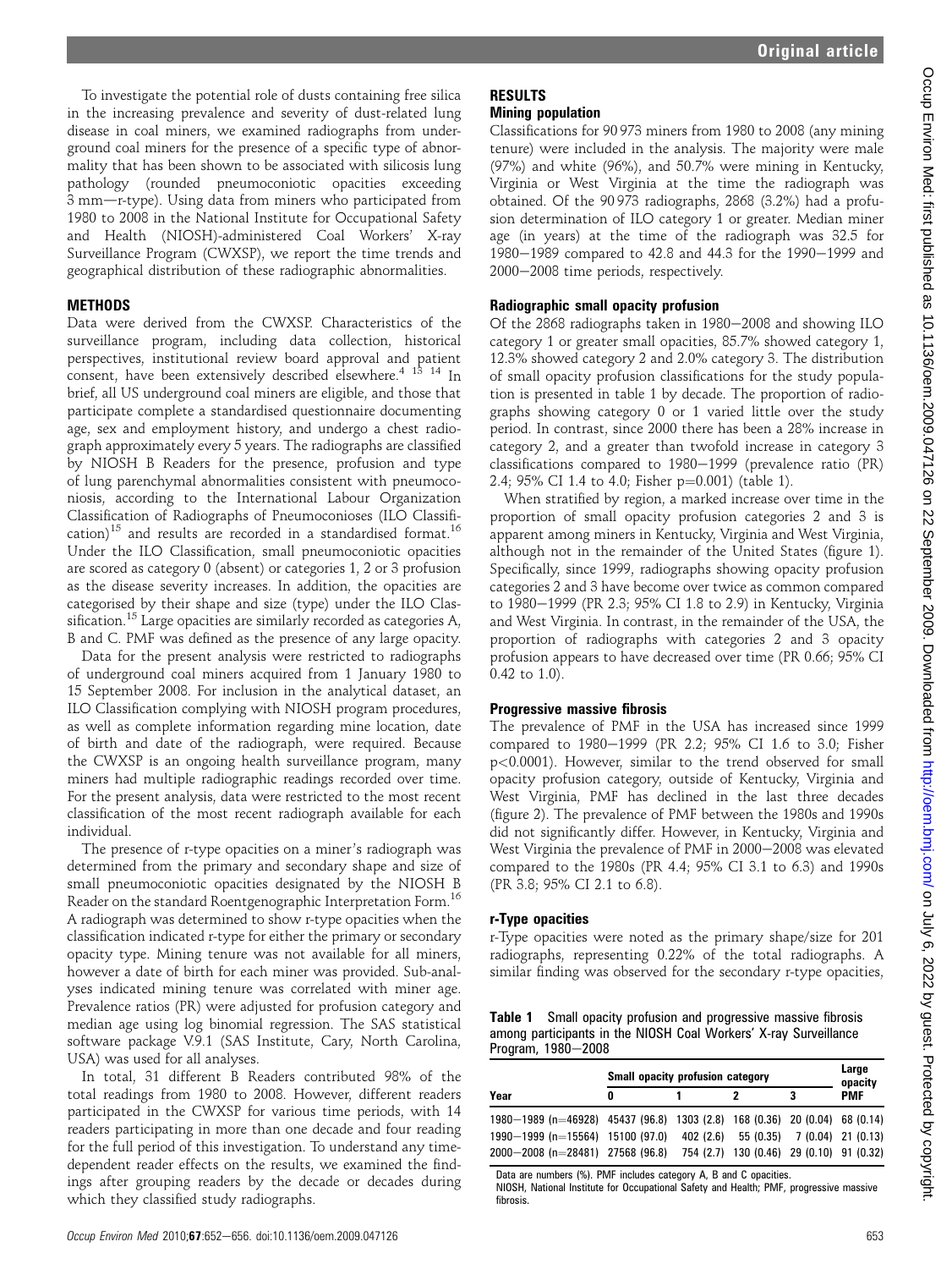To investigate the potential role of dusts containing free silica in the increasing prevalence and severity of dust-related lung disease in coal miners, we examined radiographs from underground coal miners for the presence of a specific type of abnormality that has been shown to be associated with silicosis lung pathology (rounded pneumoconiotic opacities exceeding 3 mm—r-type). Using data from miners who participated from 1980 to 2008 in the National Institute for Occupational Safety and Health (NIOSH)-administered Coal Workers' X-ray Surveillance Program (CWXSP), we report the time trends and geographical distribution of these radiographic abnormalities.

## METHODS

Data were derived from the CWXSP. Characteristics of the surveillance program, including data collection, historical perspectives, institutional review board approval and patient consent, have been extensively described elsewhere.[4 13 14] In brief, all US underground coal miners are eligible, and those that participate complete a standardised questionnaire documenting age, sex and employment history, and undergo a chest radiograph approximately every 5 years. The radiographs are classified by NIOSH B Readers for the presence, profusion and type of lung parenchymal abnormalities consistent with pneumoconiosis, according to the International Labour Organization Classification of Radiographs of Pneumoconioses (ILO Classification)[15] and results are recorded in a standardised format.[16] Under the ILO Classification, small pneumoconiotic opacities are scored as category 0 (absent) or categories 1, 2 or 3 profusion as the disease severity increases. In addition, the opacities are categorised by their shape and size (type) under the ILO Classification.[15] Large opacities are similarly recorded as categories A, B and C. PMF was defined as the presence of any large opacity.

Data for the present analysis were restricted to radiographs of underground coal miners acquired from 1 January 1980 to 15 September 2008. For inclusion in the analytical dataset, an ILO Classification complying with NIOSH program procedures, as well as complete information regarding mine location, date of birth and date of the radiograph, were required. Because the CWXSP is an ongoing health surveillance program, many miners had multiple radiographic readings recorded over time. For the present analysis, data were restricted to the most recent classification of the most recent radiograph available for each individual.

The presence of r-type opacities on a miner's radiograph was determined from the primary and secondary shape and size of small pneumoconiotic opacities designated by the NIOSH B Reader on the standard Roentgenographic Interpretation Form.[16] A radiograph was determined to show r-type opacities when the classification indicated r-type for either the primary or secondary opacity type. Mining tenure was not available for all miners, however a date of birth for each miner was provided. Sub-analyses indicated mining tenure was correlated with miner age. Prevalence ratios (PR) were adjusted for profusion category and median age using log binomial regression. The SAS statistical software package V.9.1 (SAS Institute, Cary, North Carolina, USA) was used for all analyses.

In total, 31 different B Readers contributed 98% of the total readings from 1980 to 2008. However, different readers participated in the CWXSP for various time periods, with 14 readers participating in more than one decade and four reading for the full period of this investigation. To understand any time-dependent reader effects on the results, we examined the findings after grouping readers by the decade or decades during which they classified study radiographs.

## RESULTS

### Mining population

Classifications for 90 973 miners from 1980 to 2008 (any mining tenure) were included in the analysis. The majority were male (97%) and white (96%), and 50.7% were mining in Kentucky, Virginia or West Virginia at the time the radiograph was obtained. Of the 90 973 radiographs, 2868 (3.2%) had a profusion determination of ILO category 1 or greater. Median miner age (in years) at the time of the radiograph was 32.5 for 1980–1989 compared to 42.8 and 44.3 for the 1990–1999 and 2000–2008 time periods, respectively.

### Radiographic small opacity profusion

Of the 2868 radiographs taken in 1980–2008 and showing ILO category 1 or greater small opacities, 85.7% showed category 1, 12.3% showed category 2 and 2.0% category 3. The distribution of small opacity profusion classifications for the study population is presented in table 1 by decade. The proportion of radiographs showing category 0 or 1 varied little over the study period. In contrast, since 2000 there has been a 28% increase in category 2, and a greater than twofold increase in category 3 classifications compared to 1980–1999 (prevalence ratio (PR) 2.4; 95% CI 1.4 to 4.0; Fisher p=0.001) (table 1).

When stratified by region, a marked increase over time in the proportion of small opacity profusion categories 2 and 3 is apparent among miners in Kentucky, Virginia and West Virginia, although not in the remainder of the United States (figure 1). Specifically, since 1999, radiographs showing opacity profusion categories 2 and 3 have become over twice as common compared to 1980–1999 (PR 2.3; 95% CI 1.8 to 2.9) in Kentucky, Virginia and West Virginia. In contrast, in the remainder of the USA, the proportion of radiographs with categories 2 and 3 opacity profusion appears to have decreased over time (PR 0.66; 95% CI 0.42 to 1.0).

### Progressive massive fibrosis

The prevalence of PMF in the USA has increased since 1999 compared to 1980–1999 (PR 2.2; 95% CI 1.6 to 3.0; Fisher $p<0.0001$). However, similar to the trend observed for small opacity profusion category, outside of Kentucky, Virginia and West Virginia, PMF has declined in the last three decades (figure 2). The prevalence of PMF between the 1980s and 1990s did not significantly differ. However, in Kentucky, Virginia and West Virginia the prevalence of PMF in 2000–2008 was elevated compared to the 1980s (PR 4.4; 95% CI 3.1 to 6.3) and 1990s (PR 3.8; 95% CI 2.1 to 6.8).

### r-Type opacities

r-Type opacities were noted as the primary shape/size for 201 radiographs, representing 0.22% of the total radiographs. A similar finding was observed for the secondary r-type opacities,

**Table 1** Small opacity profusion and progressive massive fibrosis among participants in the NIOSH Coal Workers' X-ray Surveillance Program, 1980–2008

| Year | Small opacity profusion category | | | | Large opacity |
|---|---|---|---|---|---|
| | 0 | 1 | 2 | 3 | PMF |
| 1980–1989 (n=46928) | 45437 (96.8) | 1303 (2.8) | 168 (0.36) | 20 (0.04) | 68 (0.14) |
| 1990–1999 (n=15564) | 15100 (97.0) | 402 (2.6) | 55 (0.35) | 7 (0.04) | 21 (0.13) |
| 2000–2008 (n=28481) | 27568 (96.8) | 754 (2.7) | 130 (0.46) | 29 (0.10) | 91 (0.32) |

Data are numbers (%). PMF includes category A, B and C opacities.
NIOSH, National Institute for Occupational Safety and Health; PMF, progressive massive fibrosis.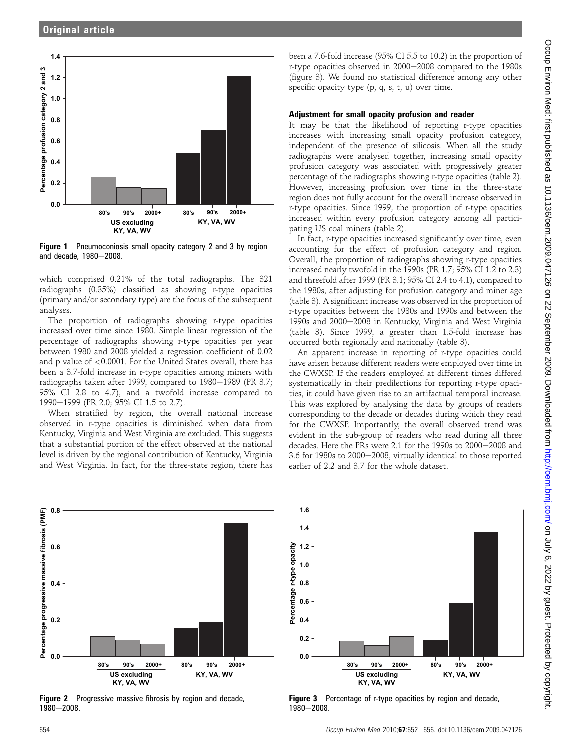Figure 1 Pneumoconiosis small opacity category 2 and 3 by region and decade, 1980–2008.

which comprised 0.21% of the total radiographs. The 321 radiographs (0.35%) classified as showing r-type opacities (primary and/or secondary type) are the focus of the subsequent analyses.

The proportion of radiographs showing r-type opacities increased over time since 1980. Simple linear regression of the percentage of radiographs showing r-type opacities per year between 1980 and 2008 yielded a regression coefficient of 0.02 and p value of <0.0001. For the United States overall, there has been a 3.7-fold increase in r-type opacities among miners with radiographs taken after 1999, compared to 1980–1989 (PR 3.7; 95% CI 2.8 to 4.7), and a twofold increase compared to 1990–1999 (PR 2.0; 95% CI 1.5 to 2.7).

When stratified by region, the overall national increase observed in r-type opacities is diminished when data from Kentucky, Virginia and West Virginia are excluded. This suggests that a substantial portion of the effect observed at the national level is driven by the regional contribution of Kentucky, Virginia and West Virginia. In fact, for the three-state region, there has been a 7.6-fold increase (95% CI 5.5 to 10.2) in the proportion of r-type opacities observed in 2000–2008 compared to the 1980s (figure 3). We found no statistical difference among any other specific opacity type (p, q, s, t, u) over time.

### Adjustment for small opacity profusion and reader

It may be that the likelihood of reporting r-type opacities increases with increasing small opacity profusion category, independent of the presence of silicosis. When all the study radiographs were analysed together, increasing small opacity profusion category was associated with progressively greater percentage of the radiographs showing r-type opacities (table 2). However, increasing profusion over time in the three-state region does not fully account for the overall increase observed in r-type opacities. Since 1999, the proportion of r-type opacities increased within every profusion category among all participating US coal miners (table 2).

In fact, r-type opacities increased significantly over time, even accounting for the effect of profusion category and region. Overall, the proportion of radiographs showing r-type opacities increased nearly twofold in the 1990s (PR 1.7; 95% CI 1.2 to 2.3) and threefold after 1999 (PR 3.1; 95% CI 2.4 to 4.1), compared to the 1980s, after adjusting for profusion category and miner age (table 3). A significant increase was observed in the proportion of r-type opacities between the 1980s and 1990s and between the 1990s and 2000–2008 in Kentucky, Virginia and West Virginia (table 3). Since 1999, a greater than 1.5-fold increase has occurred both regionally and nationally (table 3).

An apparent increase in reporting of r-type opacities could have arisen because different readers were employed over time in the CWXSP. If the readers employed at different times differed systematically in their predilections for reporting r-type opacities, it could have given rise to an artifactual temporal increase. This was explored by analysing the data by groups of readers corresponding to the decade or decades during which they read for the CWXSP. Importantly, the overall observed trend was evident in the sub-group of readers who read during all three decades. Here the PRs were 2.1 for the 1990s to 2000–2008 and 3.6 for 1980s to 2000–2008, virtually identical to those reported earlier of 2.2 and 3.7 for the whole dataset.

Figure 2 Progressive massive fibrosis by region and decade, 1980–2008.

Figure 3 Percentage of r-type opacities by region and decade, 1980–2008.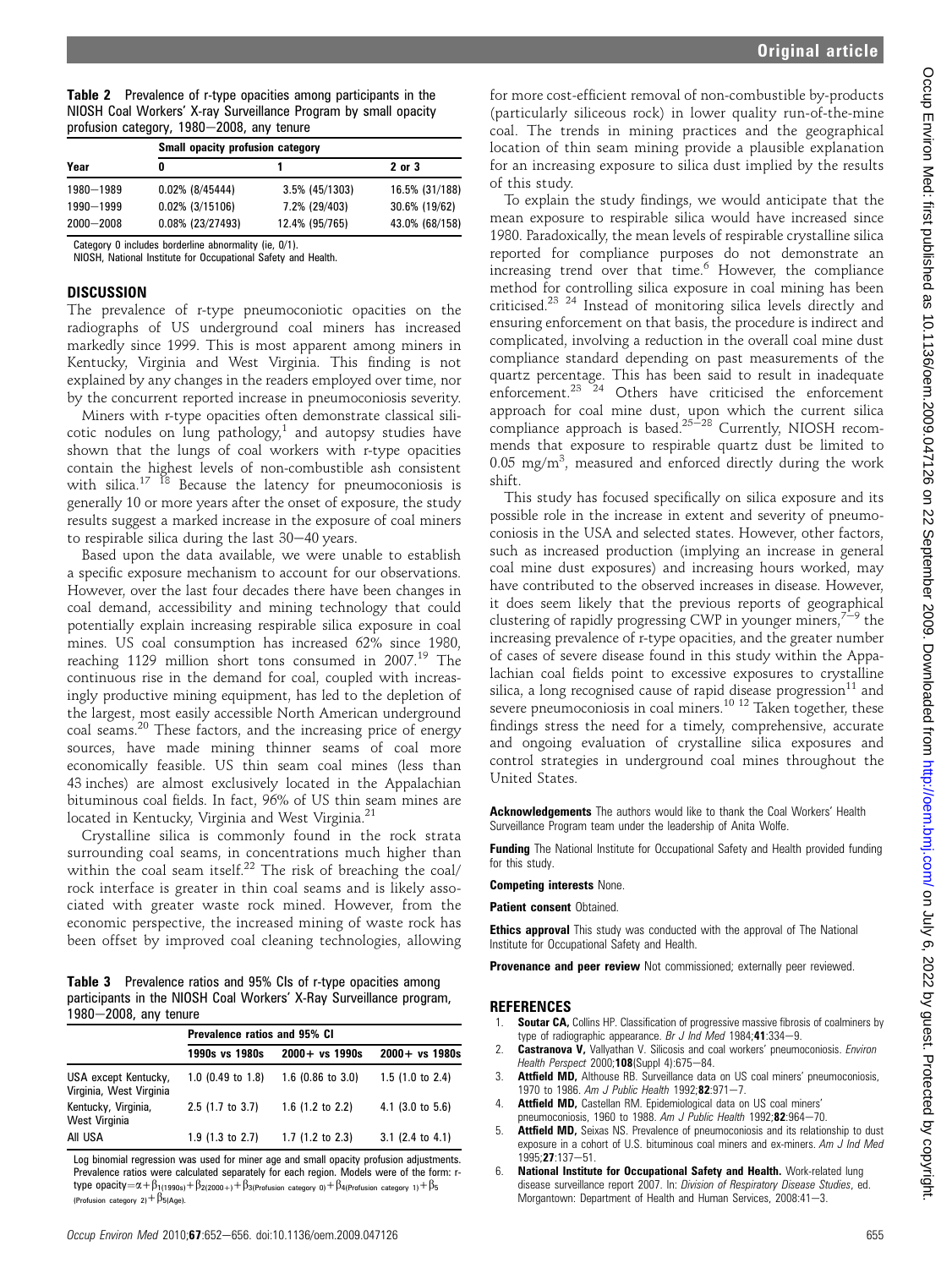**Table 2** Prevalence of r-type opacities among participants in the NIOSH Coal Workers' X-ray Surveillance Program by small opacity profusion category, 1980–2008, any tenure

| Year | Small opacity profusion category | | |
|---|---|---|---|
| | 0 | 1 | 2 or 3 |
| 1980–1989 | 0.02% (8/45444) | 3.5% (45/1303) | 16.5% (31/188) |
| 1990–1999 | 0.02% (3/15106) | 7.2% (29/403) | 30.6% (19/62) |
| 2000–2008 | 0.08% (23/27493) | 12.4% (95/765) | 43.0% (68/158) |

Category 0 includes borderline abnormality (ie, 0/1).
NIOSH, National Institute for Occupational Safety and Health.

## DISCUSSION

The prevalence of r-type pneumoconiotic opacities on the radiographs of US underground coal miners has increased markedly since 1999. This is most apparent among miners in Kentucky, Virginia and West Virginia. This finding is not explained by any changes in the readers employed over time, nor by the concurrent reported increase in pneumoconiosis severity.

Miners with r-type opacities often demonstrate classical silicotic nodules on lung pathology,[1] and autopsy studies have shown that the lungs of coal workers with r-type opacities contain the highest levels of non-combustible ash consistent with silica.[17 18] Because the latency for pneumoconiosis is generally 10 or more years after the onset of exposure, the study results suggest a marked increase in the exposure of coal miners to respirable silica during the last 30–40 years.

Based upon the data available, we were unable to establish a specific exposure mechanism to account for our observations. However, over the last four decades there have been changes in coal demand, accessibility and mining technology that could potentially explain increasing respirable silica exposure in coal mines. US coal consumption has increased 62% since 1980, reaching 1129 million short tons consumed in 2007.[19] The continuous rise in the demand for coal, coupled with increasingly productive mining equipment, has led to the depletion of the largest, most easily accessible North American underground coal seams.[20] These factors, and the increasing price of energy sources, have made mining thinner seams of coal more economically feasible. US thin seam coal mines (less than 43 inches) are almost exclusively located in the Appalachian bituminous coal fields. In fact, 96% of US thin seam mines are located in Kentucky, Virginia and West Virginia.[21]

Crystalline silica is commonly found in the rock strata surrounding coal seams, in concentrations much higher than within the coal seam itself.[22] The risk of breaching the coal/rock interface is greater in thin coal seams and is likely associated with greater waste rock mined. However, from the economic perspective, the increased mining of waste rock has been offset by improved coal cleaning technologies, allowing for more cost-efficient removal of non-combustible by-products (particularly siliceous rock) in lower quality run-of-the-mine coal. The trends in mining practices and the geographical location of thin seam mining provide a plausible explanation for an increasing exposure to silica dust implied by the results of this study.

**Table 3** Prevalence ratios and 95% CIs of r-type opacities among participants in the NIOSH Coal Workers' X-Ray Surveillance program, 1980–2008, any tenure

| | Prevalence ratios and 95% CI | | |
|---|---|---|---|
| | 1990s vs 1980s | 2000+ vs 1990s | 2000+ vs 1980s |
| USA except Kentucky, Virginia, West Virginia | 1.0 (0.49 to 1.8) | 1.6 (0.86 to 3.0) | 1.5 (1.0 to 2.4) |
| Kentucky, Virginia, West Virginia | 2.5 (1.7 to 3.7) | 1.6 (1.2 to 2.2) | 4.1 (3.0 to 5.6) |
| All USA | 1.9 (1.3 to 2.7) | 1.7 (1.2 to 2.3) | 3.1 (2.4 to 4.1) |

Log binomial regression was used for miner age and small opacity profusion adjustments. Prevalence ratios were calculated separately for each region. Models were of the form: r-type opacity$=\alpha+\beta_{1(1990s)}+\beta_{2(2000+)}+\beta_{3(\text{Profusion category 0})}+\beta_{4(\text{Profusion category 1})}+\beta_{5(\text{Profusion category 2})}+\beta_{5(\text{Age})}$.

To explain the study findings, we would anticipate that the mean exposure to respirable silica would have increased since 1980. Paradoxically, the mean levels of respirable crystalline silica reported for compliance purposes do not demonstrate an increasing trend over that time.[6] However, the compliance method for controlling silica exposure in coal mining has been criticised.[23 24] Instead of monitoring silica levels directly and ensuring enforcement on that basis, the procedure is indirect and complicated, involving a reduction in the overall coal mine dust compliance standard depending on past measurements of the quartz percentage. This has been said to result in inadequate enforcement.[23 24] Others have criticised the enforcement approach for coal mine dust, upon which the current silica compliance approach is based.[25–28] Currently, NIOSH recommends that exposure to respirable quartz dust be limited to 0.05 mg/m$^3$, measured and enforced directly during the work shift.

This study has focused specifically on silica exposure and its possible role in the increase in extent and severity of pneumoconiosis in the USA and selected states. However, other factors, such as increased production (implying an increase in general coal mine dust exposures) and increasing hours worked, may have contributed to the observed increases in disease. However, it does seem likely that the previous reports of geographical clustering of rapidly progressing CWP in younger miners,[7–9] the increasing prevalence of r-type opacities, and the greater number of cases of severe disease found in this study within the Appalachian coal fields point to excessive exposures to crystalline silica, a long recognised cause of rapid disease progression[11] and severe pneumoconiosis in coal miners.[10 12] Taken together, these findings stress the need for a timely, comprehensive, accurate and ongoing evaluation of crystalline silica exposures and control strategies in underground coal mines throughout the United States.

**Acknowledgements** The authors would like to thank the Coal Workers' Health Surveillance Program team under the leadership of Anita Wolfe.

**Funding** The National Institute for Occupational Safety and Health provided funding for this study.

**Competing interests** None.

**Patient consent** Obtained.

**Ethics approval** This study was conducted with the approval of The National Institute for Occupational Safety and Health.

**Provenance and peer review** Not commissioned; externally peer reviewed.

## REFERENCES

1. **Soutar CA,** Collins HP. Classification of progressive massive fibrosis of coalminers by type of radiographic appearance. *Br J Ind Med* 1984;**41**:334–9.
2. **Castranova V,** Vallyathan V. Silicosis and coal workers' pneumoconiosis. *Environ Health Perspect* 2000;**108**(Suppl 4):675–84.
3. **Attfield MD,** Althouse RB. Surveillance data on US coal miners' pneumoconiosis, 1970 to 1986. *Am J Public Health* 1992;**82**:971–7.
4. **Attfield MD,** Castellan RM. Epidemiological data on US coal miners' pneumoconiosis, 1960 to 1988. *Am J Public Health* 1992;**82**:964–70.
5. **Attfield MD,** Seixas NS. Prevalence of pneumoconiosis and its relationship to dust exposure in a cohort of U.S. bituminous coal miners and ex-miners. *Am J Ind Med* 1995;**27**:137–51.
6. **National Institute for Occupational Safety and Health.** Work-related lung disease surveillance report 2007. In: *Division of Respiratory Disease Studies*, ed. Morgantown: Department of Health and Human Services, 2008:41–3.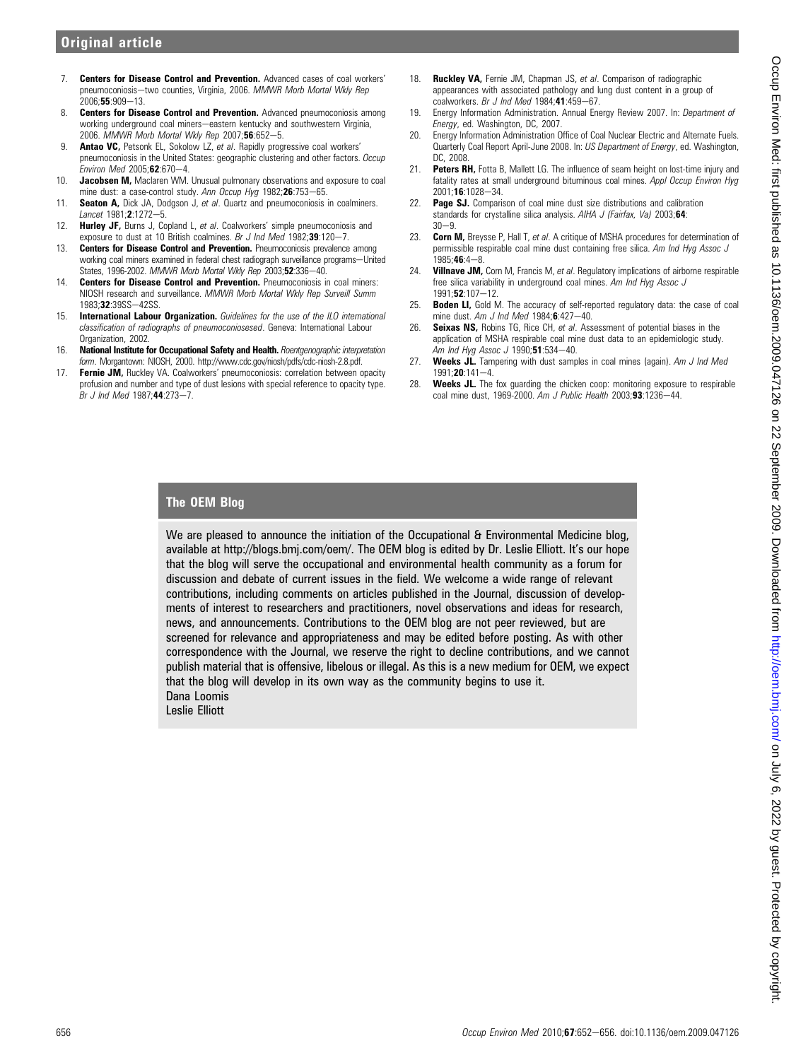7. **Centers for Disease Control and Prevention.** Advanced cases of coal workers' pneumoconiosis—two counties, Virginia, 2006. *MMWR Morb Mortal Wkly Rep* 2006;**55**:909–13.
8. **Centers for Disease Control and Prevention.** Advanced pneumoconiosis among working underground coal miners—eastern kentucky and southwestern Virginia, 2006. *MMWR Morb Mortal Wkly Rep* 2007;**56**:652–5.
9. **Antao VC,** Petsonk EL, Sokolow LZ, *et al*. Rapidly progressive coal workers' pneumoconiosis in the United States: geographic clustering and other factors. *Occup Environ Med* 2005;**62**:670–4.
10. **Jacobsen M,** Maclaren WM. Unusual pulmonary observations and exposure to coal mine dust: a case-control study. *Ann Occup Hyg* 1982;**26**:753–65.
11. **Seaton A,** Dick JA, Dodgson J, *et al*. Quartz and pneumoconiosis in coalminers. *Lancet* 1981;**2**:1272–5.
12. **Hurley JF,** Burns J, Copland L, *et al*. Coalworkers' simple pneumoconiosis and exposure to dust at 10 British coalmines. *Br J Ind Med* 1982;**39**:120–7.
13. **Centers for Disease Control and Prevention.** Pneumoconiosis prevalence among working coal miners examined in federal chest radiograph surveillance programs—United States, 1996-2002. *MMWR Morb Mortal Wkly Rep* 2003;**52**:336–40.
14. **Centers for Disease Control and Prevention.** Pneumoconiosis in coal miners: NIOSH research and surveillance. *MMWR Morb Mortal Wkly Rep Surveill Summ* 1983;**32**:39SS–42SS.
15. **International Labour Organization.** *Guidelines for the use of the ILO international classification of radiographs of pneumoconiosesed*. Geneva: International Labour Organization, 2002.
16. **National Institute for Occupational Safety and Health.** *Roentgenographic interpretation form*. Morgantown: NIOSH, 2000. http://www.cdc.gov/niosh/pdfs/cdc-niosh-2.8.pdf.
17. **Fernie JM,** Ruckley VA. Coalworkers' pneumoconiosis: correlation between opacity profusion and number and type of dust lesions with special reference to opacity type. *Br J Ind Med* 1987;**44**:273–7.
18. **Ruckley VA,** Fernie JM, Chapman JS, *et al*. Comparison of radiographic appearances with associated pathology and lung dust content in a group of coalworkers. *Br J Ind Med* 1984;**41**:459–67.
19. Energy Information Administration. Annual Energy Review 2007. In: *Department of Energy*, ed. Washington, DC, 2007.
20. Energy Information Administration Office of Coal Nuclear Electric and Alternate Fuels. Quarterly Coal Report April-June 2008. In: *US Department of Energy*, ed. Washington, DC, 2008.
21. **Peters RH,** Fotta B, Mallett LG. The influence of seam height on lost-time injury and fatality rates at small underground bituminous coal mines. *Appl Occup Environ Hyg* 2001;**16**:1028–34.
22. **Page SJ.** Comparison of coal mine dust size distributions and calibration standards for crystalline silica analysis. *AIHA J (Fairfax, Va)* 2003;**64**: 30–9.
23. **Corn M,** Breysse P, Hall T, *et al*. A critique of MSHA procedures for determination of permissible respirable coal mine dust containing free silica. *Am Ind Hyg Assoc J* 1985;**46**:4–8.
24. **Villnave JM,** Corn M, Francis M, *et al*. Regulatory implications of airborne respirable free silica variability in underground coal mines. *Am Ind Hyg Assoc J* 1991;**52**:107–12.
25. **Boden LI,** Gold M. The accuracy of self-reported regulatory data: the case of coal mine dust. *Am J Ind Med* 1984;**6**:427–40.
26. **Seixas NS,** Robins TG, Rice CH, *et al*. Assessment of potential biases in the application of MSHA respirable coal mine dust data to an epidemiologic study. *Am Ind Hyg Assoc J* 1990;**51**:534–40.
27. **Weeks JL.** Tampering with dust samples in coal mines (again). *Am J Ind Med* 1991;**20**:141–4.
28. **Weeks JL.** The fox guarding the chicken coop: monitoring exposure to respirable coal mine dust, 1969-2000. *Am J Public Health* 2003;**93**:1236–44.

## The OEM Blog

We are pleased to announce the initiation of the Occupational & Environmental Medicine blog, available at http://blogs.bmj.com/oem/. The OEM blog is edited by Dr. Leslie Elliott. It's our hope that the blog will serve the occupational and environmental health community as a forum for discussion and debate of current issues in the field. We welcome a wide range of relevant contributions, including comments on articles published in the Journal, discussion of developments of interest to researchers and practitioners, novel observations and ideas for research, news, and announcements. Contributions to the OEM blog are not peer reviewed, but are screened for relevance and appropriateness and may be edited before posting. As with other correspondence with the Journal, we reserve the right to decline contributions, and we cannot publish material that is offensive, libelous or illegal. As this is a new medium for OEM, we expect that the blog will develop in its own way as the community begins to use it.

Dana Loomis
Leslie Elliott